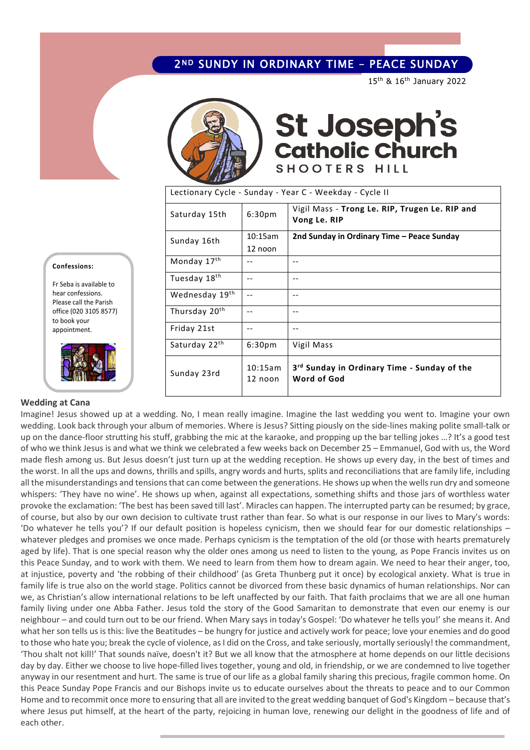# 2ND SUNDY IN ORDINARY TIME – PEACE SUNDAY

15th & 16th January 2022

# St Joseph's Catholic Church

## SHOOTERS HILL

| Lectionary Cycle - Sunday - Year C - Weekday - Cycle II | | |
|---|---|---|
| Saturday 15th | 6:30pm | Vigil Mass - **Trong Le. RIP, Trugen Le. RIP and Vong Le. RIP** |
| Sunday 16th | 10:15am<br>12 noon | **2nd Sunday in Ordinary Time – Peace Sunday** |
| Monday 17th | -- | -- |
| Tuesday 18th | -- | -- |
| Wednesday 19th | -- | -- |
| Thursday 20th | -- | -- |
| Friday 21st | -- | -- |
| Saturday 22th | 6:30pm | Vigil Mass |
| Sunday 23rd | 10:15am<br>12 noon | **3rd Sunday in Ordinary Time - Sunday of the Word of God** |

**Confessions:**

Fr Seba is available to hear confessions. Please call the Parish office (020 3105 8577) to book your appointment.

### Wedding at Cana

Imagine! Jesus showed up at a wedding. No, I mean really imagine. Imagine the last wedding you went to. Imagine your own wedding. Look back through your album of memories. Where is Jesus? Sitting piously on the side-lines making polite small-talk or up on the dance-floor strutting his stuff, grabbing the mic at the karaoke, and propping up the bar telling jokes …? It's a good test of who we think Jesus is and what we think we celebrated a few weeks back on December 25 – Emmanuel, God with us, the Word made flesh among us. But Jesus doesn't just turn up at the wedding reception. He shows up every day, in the best of times and the worst. In all the ups and downs, thrills and spills, angry words and hurts, splits and reconciliations that are family life, including all the misunderstandings and tensions that can come between the generations. He shows up when the wells run dry and someone whispers: 'They have no wine'. He shows up when, against all expectations, something shifts and those jars of worthless water provoke the exclamation: 'The best has been saved till last'. Miracles can happen. The interrupted party can be resumed; by grace, of course, but also by our own decision to cultivate trust rather than fear. So what is our response in our lives to Mary's words: 'Do whatever he tells you'? If our default position is hopeless cynicism, then we should fear for our domestic relationships – whatever pledges and promises we once made. Perhaps cynicism is the temptation of the old (or those with hearts prematurely aged by life). That is one special reason why the older ones among us need to listen to the young, as Pope Francis invites us on this Peace Sunday, and to work with them. We need to learn from them how to dream again. We need to hear their anger, too, at injustice, poverty and 'the robbing of their childhood' (as Greta Thunberg put it once) by ecological anxiety. What is true in family life is true also on the world stage. Politics cannot be divorced from these basic dynamics of human relationships. Nor can we, as Christian's allow international relations to be left unaffected by our faith. That faith proclaims that we are all one human family living under one Abba Father. Jesus told the story of the Good Samaritan to demonstrate that even our enemy is our neighbour – and could turn out to be our friend. When Mary says in today's Gospel: 'Do whatever he tells you!' she means it. And what her son tells us is this: live the Beatitudes – be hungry for justice and actively work for peace; love your enemies and do good to those who hate you; break the cycle of violence, as I did on the Cross, and take seriously, mortally seriously! the commandment, 'Thou shalt not kill!' That sounds naïve, doesn't it? But we all know that the atmosphere at home depends on our little decisions day by day. Either we choose to live hope-filled lives together, young and old, in friendship, or we are condemned to live together anyway in our resentment and hurt. The same is true of our life as a global family sharing this precious, fragile common home. On this Peace Sunday Pope Francis and our Bishops invite us to educate ourselves about the threats to peace and to our Common Home and to recommit once more to ensuring that all are invited to the great wedding banquet of God's Kingdom – because that's where Jesus put himself, at the heart of the party, rejoicing in human love, renewing our delight in the goodness of life and of each other.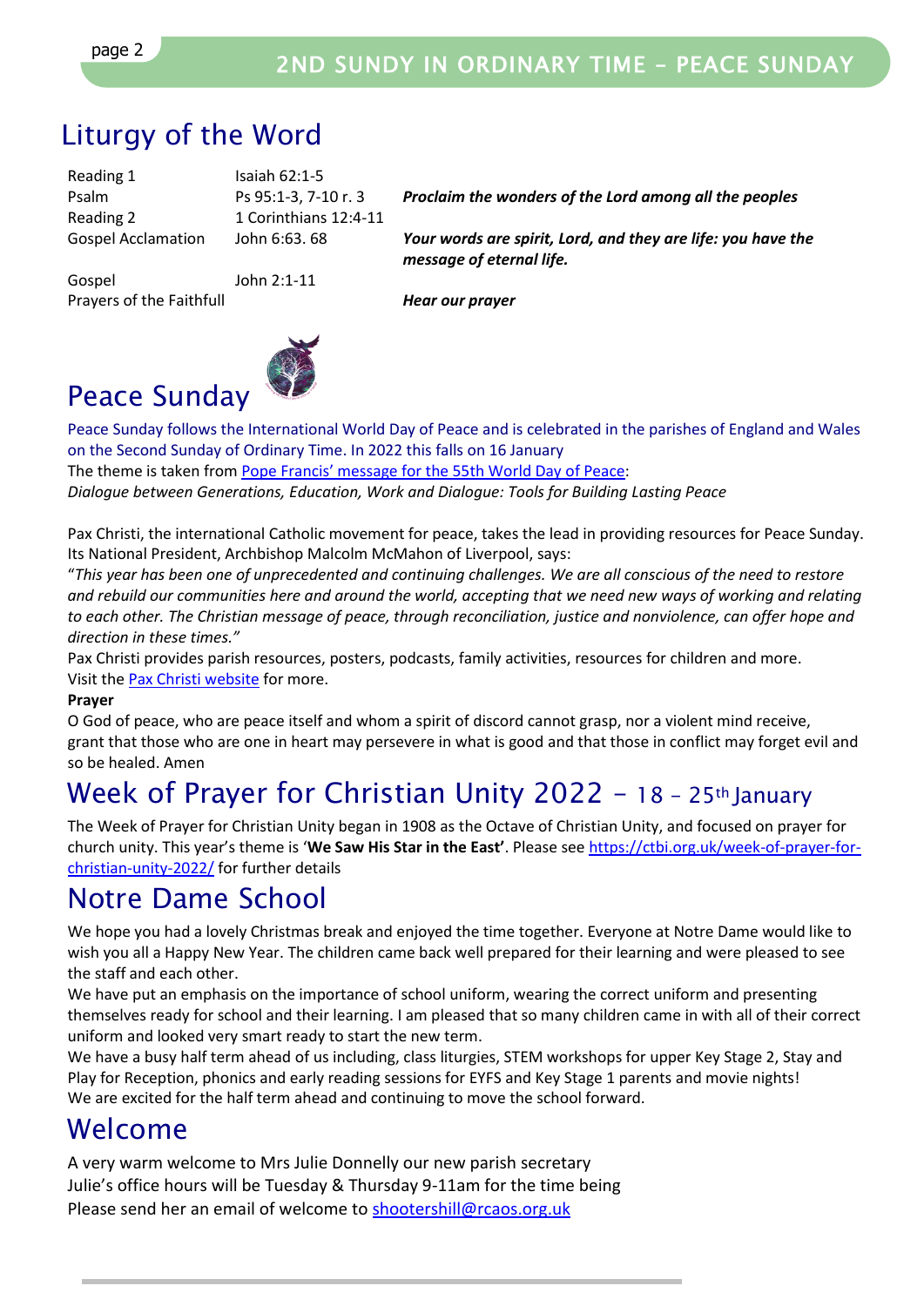## Liturgy of the Word

| | | |
|---|---|---|
| Reading 1 | Isaiah 62:1-5 | |
| Psalm | Ps 95:1-3, 7-10 r. 3 | ***Proclaim the wonders of the Lord among all the peoples*** |
| Reading 2 | 1 Corinthians 12:4-11 | |
| Gospel Acclamation | John 6:63. 68 | ***Your words are spirit, Lord, and they are life: you have the message of eternal life.*** |
| Gospel | John 2:1-11 | |
| Prayers of the Faithfull | | ***Hear our prayer*** |

## Peace Sunday

Peace Sunday follows the International World Day of Peace and is celebrated in the parishes of England and Wales on the Second Sunday of Ordinary Time. In 2022 this falls on 16 January

The theme is taken from Pope Francis' message for the 55th World Day of Peace:

*Dialogue between Generations, Education, Work and Dialogue: Tools for Building Lasting Peace*

Pax Christi, the international Catholic movement for peace, takes the lead in providing resources for Peace Sunday. Its National President, Archbishop Malcolm McMahon of Liverpool, says:

"*This year has been one of unprecedented and continuing challenges. We are all conscious of the need to restore and rebuild our communities here and around the world, accepting that we need new ways of working and relating to each other. The Christian message of peace, through reconciliation, justice and nonviolence, can offer hope and direction in these times."*

Pax Christi provides parish resources, posters, podcasts, family activities, resources for children and more. Visit the Pax Christi website for more.

**Prayer**

O God of peace, who are peace itself and whom a spirit of discord cannot grasp, nor a violent mind receive, grant that those who are one in heart may persevere in what is good and that those in conflict may forget evil and so be healed. Amen

## Week of Prayer for Christian Unity 2022 – 18 – 25th January

The Week of Prayer for Christian Unity began in 1908 as the Octave of Christian Unity, and focused on prayer for church unity. This year's theme is '**We Saw His Star in the East**'. Please see https://ctbi.org.uk/week-of-prayer-for-christian-unity-2022/ for further details

## Notre Dame School

We hope you had a lovely Christmas break and enjoyed the time together. Everyone at Notre Dame would like to wish you all a Happy New Year. The children came back well prepared for their learning and were pleased to see the staff and each other.

We have put an emphasis on the importance of school uniform, wearing the correct uniform and presenting themselves ready for school and their learning. I am pleased that so many children came in with all of their correct uniform and looked very smart ready to start the new term.

We have a busy half term ahead of us including, class liturgies, STEM workshops for upper Key Stage 2, Stay and Play for Reception, phonics and early reading sessions for EYFS and Key Stage 1 parents and movie nights!

We are excited for the half term ahead and continuing to move the school forward.

## Welcome

A very warm welcome to Mrs Julie Donnelly our new parish secretary

Julie's office hours will be Tuesday & Thursday 9-11am for the time being

Please send her an email of welcome to shootershill@rcaos.org.uk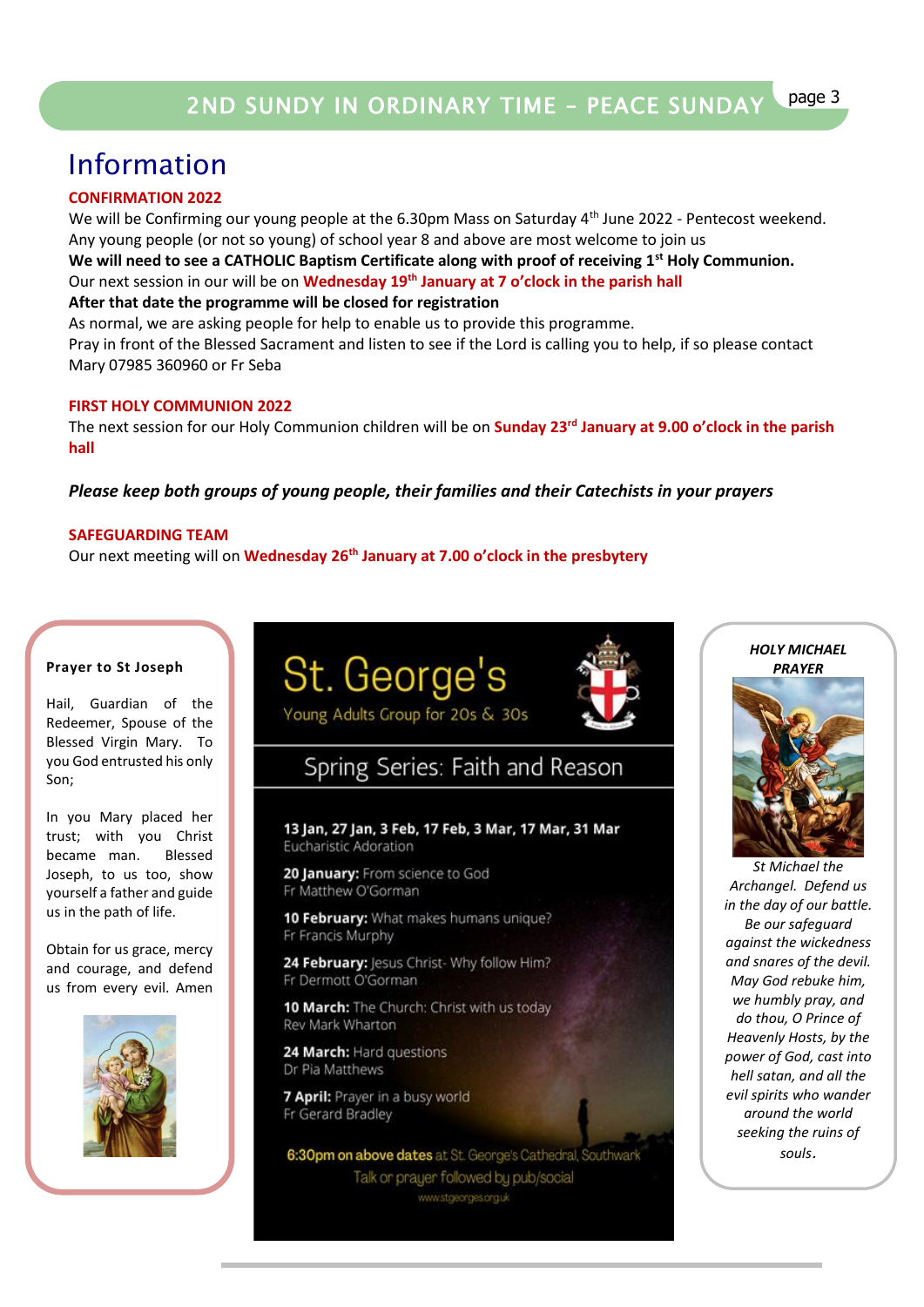# Information

**CONFIRMATION 2022**

We will be Confirming our young people at the 6.30pm Mass on Saturday 4th June 2022 - Pentecost weekend. Any young people (or not so young) of school year 8 and above are most welcome to join us

**We will need to see a CATHOLIC Baptism Certificate along with proof of receiving 1st Holy Communion.**

Our next session in our will be on **Wednesday 19th January at 7 o'clock in the parish hall**

**After that date the programme will be closed for registration**

As normal, we are asking people for help to enable us to provide this programme.

Pray in front of the Blessed Sacrament and listen to see if the Lord is calling you to help, if so please contact Mary 07985 360960 or Fr Seba

**FIRST HOLY COMMUNION 2022**

The next session for our Holy Communion children will be on **Sunday 23rd January at 9.00 o'clock in the parish hall**

***Please keep both groups of young people, their families and their Catechists in your prayers***

**SAFEGUARDING TEAM**

Our next meeting will on **Wednesday 26th January at 7.00 o'clock in the presbytery**

**Prayer to St Joseph**

Hail, Guardian of the Redeemer, Spouse of the Blessed Virgin Mary. To you God entrusted his only Son;

In you Mary placed her trust; with you Christ became man. Blessed Joseph, to us too, show yourself a father and guide us in the path of life.

Obtain for us grace, mercy and courage, and defend us from every evil. Amen

## St. George's

Young Adults Group for 20s & 30s

### Spring Series: Faith and Reason

**13 Jan, 27 Jan, 3 Feb, 17 Feb, 3 Mar, 17 Mar, 31 Mar**
Eucharistic Adoration

**20 January:** From science to God
Fr Matthew O'Gorman

**10 February:** What makes humans unique?
Fr Francis Murphy

**24 February:** Jesus Christ- Why follow Him?
Fr Dermott O'Gorman

**10 March:** The Church: Christ with us today
Rev Mark Wharton

**24 March:** Hard questions
Dr Pia Matthews

**7 April:** Prayer in a busy world
Fr Gerard Bradley

**6:30pm on above dates** at St. George's Cathedral, Southwark
Talk or prayer followed by pub/social
www.stgeorges.org.uk

***HOLY MICHAEL PRAYER***

*St Michael the Archangel. Defend us in the day of our battle. Be our safeguard against the wickedness and snares of the devil. May God rebuke him, we humbly pray, and do thou, O Prince of Heavenly Hosts, by the power of God, cast into hell satan, and all the evil spirits who wander around the world seeking the ruins of souls.*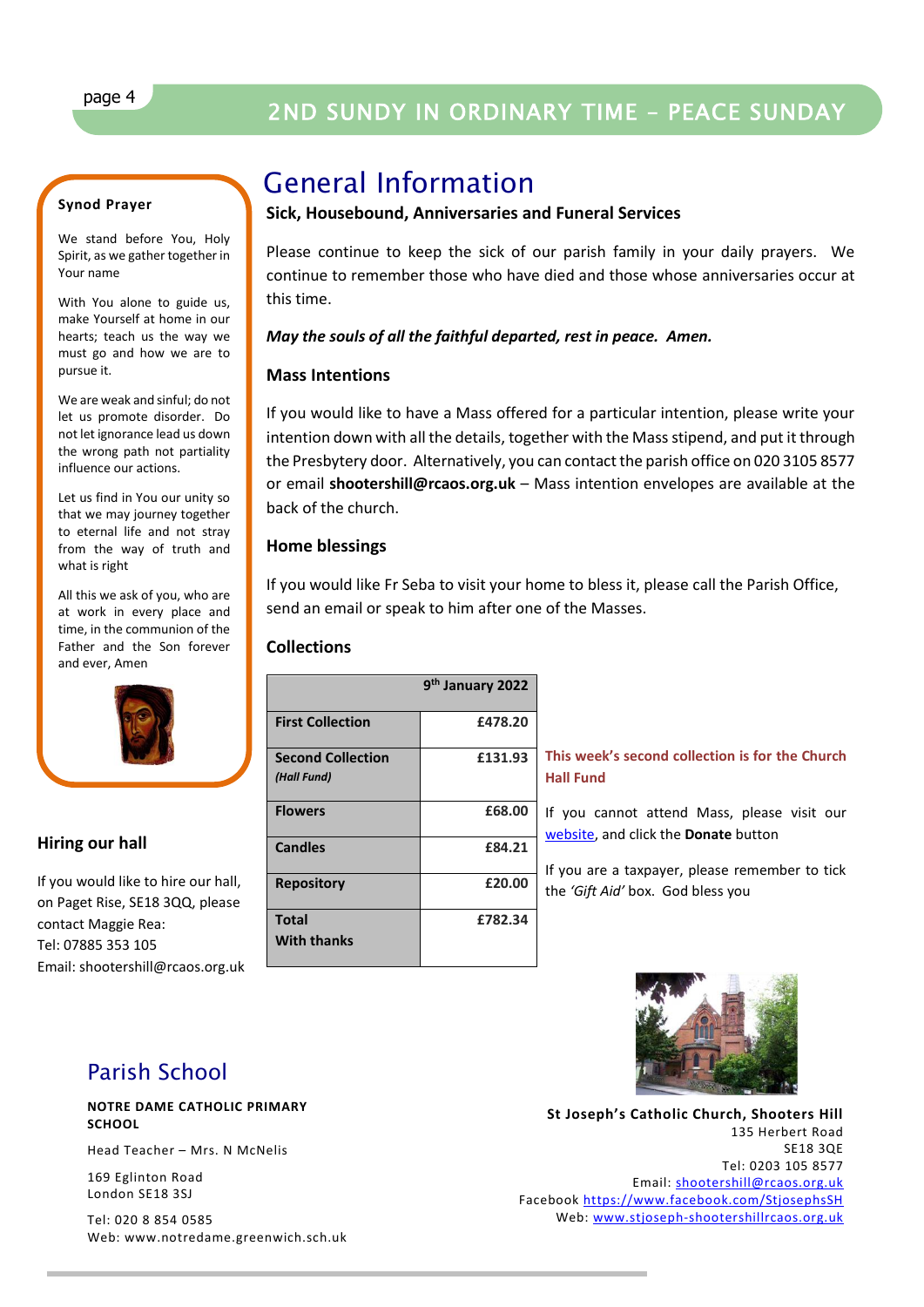## 2ND SUNDY IN ORDINARY TIME – PEACE SUNDAY

**Synod Prayer**

We stand before You, Holy Spirit, as we gather together in Your name

With You alone to guide us, make Yourself at home in our hearts; teach us the way we must go and how we are to pursue it.

We are weak and sinful; do not let us promote disorder. Do not let ignorance lead us down the wrong path not partiality influence our actions.

Let us find in You our unity so that we may journey together to eternal life and not stray from the way of truth and what is right

All this we ask of you, who are at work in every place and time, in the communion of the Father and the Son forever and ever, Amen

### Hiring our hall

If you would like to hire our hall, on Paget Rise, SE18 3QQ, please contact Maggie Rea:
Tel: 07885 353 105
Email: shootershill@rcaos.org.uk

# General Information

### Sick, Housebound, Anniversaries and Funeral Services

Please continue to keep the sick of our parish family in your daily prayers. We continue to remember those who have died and those whose anniversaries occur at this time.

***May the souls of all the faithful departed, rest in peace. Amen.***

### Mass Intentions

If you would like to have a Mass offered for a particular intention, please write your intention down with all the details, together with the Mass stipend, and put it through the Presbytery door. Alternatively, you can contact the parish office on 020 3105 8577 or email **shootershill@rcaos.org.uk** – Mass intention envelopes are available at the back of the church.

### Home blessings

If you would like Fr Seba to visit your home to bless it, please call the Parish Office, send an email or speak to him after one of the Masses.

### Collections

| | 9th January 2022 |
|---|---|
| **First Collection** | **£478.20** |
| **Second Collection** *(Hall Fund)* | **£131.93** |
| **Flowers** | **£68.00** |
| **Candles** | **£84.21** |
| **Repository** | **£20.00** |
| **Total With thanks** | **£782.34** |

**This week's second collection is for the Church Hall Fund**

If you cannot attend Mass, please visit our website, and click the **Donate** button

If you are a taxpayer, please remember to tick the *'Gift Aid'* box. God bless you

# Parish School

**NOTRE DAME CATHOLIC PRIMARY SCHOOL**

Head Teacher – Mrs. N McNelis

169 Eglinton Road
London SE18 3SJ

Tel: 020 8 854 0585
Web: www.notredame.greenwich.sch.uk

**St Joseph's Catholic Church, Shooters Hill**
135 Herbert Road
SE18 3QE
Tel: 0203 105 8577
Email: shootershill@rcaos.org.uk
Facebook https://www.facebook.com/StjosephsSH
Web: www.stjoseph-shootershillrcaos.org.uk